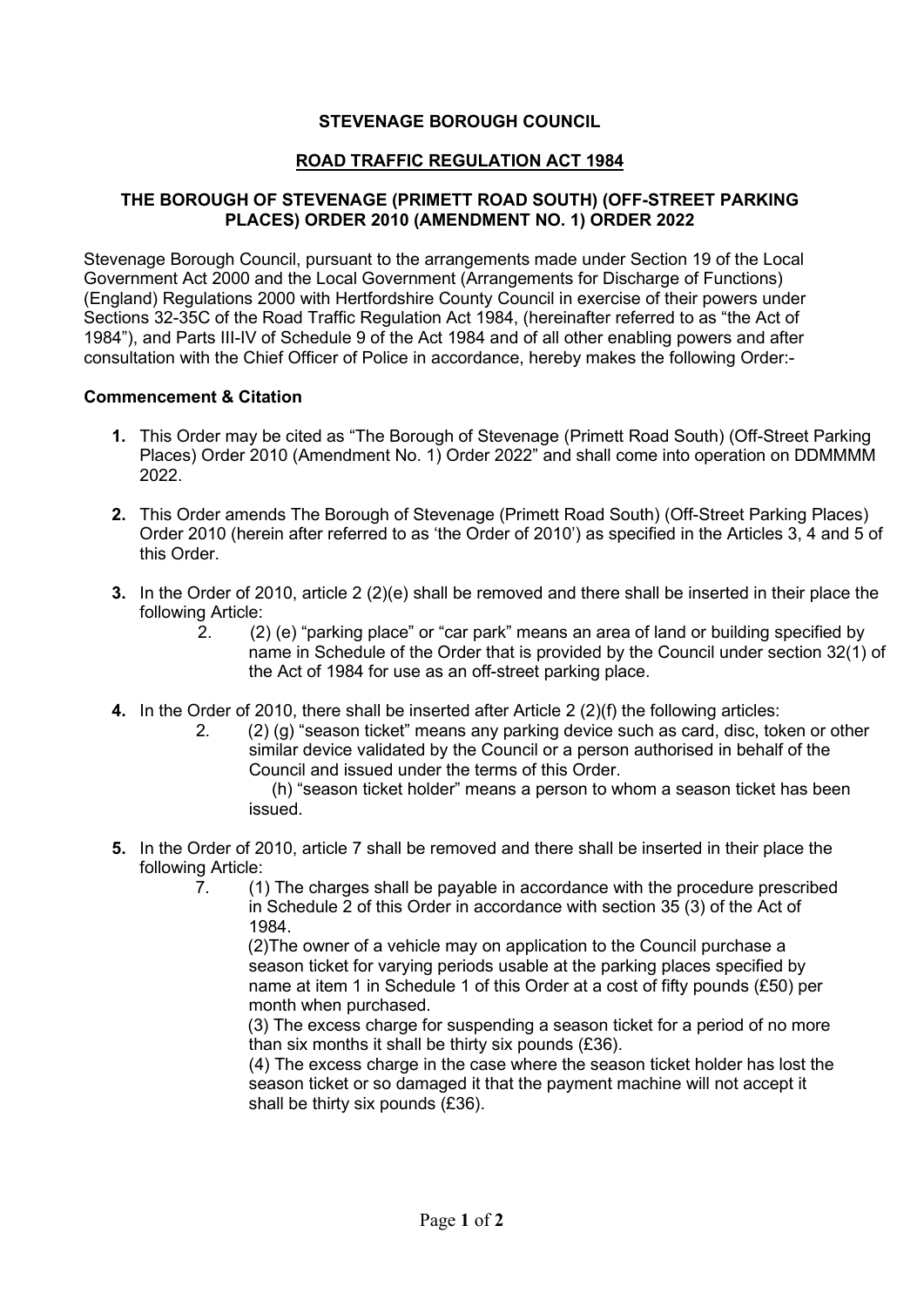**STEVENAGE BOROUGH COUNCIL**

**ROAD TRAFFIC REGULATION ACT 1984**

**THE BOROUGH OF STEVENAGE (PRIMETT ROAD SOUTH) (OFF-STREET PARKING PLACES) ORDER 2010 (AMENDMENT NO. 1) ORDER 2022**

Stevenage Borough Council, pursuant to the arrangements made under Section 19 of the Local Government Act 2000 and the Local Government (Arrangements for Discharge of Functions) (England) Regulations 2000 with Hertfordshire County Council in exercise of their powers under Sections 32-35C of the Road Traffic Regulation Act 1984, (hereinafter referred to as "the Act of 1984"), and Parts III-IV of Schedule 9 of the Act 1984 and of all other enabling powers and after consultation with the Chief Officer of Police in accordance, hereby makes the following Order:-

**Commencement & Citation**

**1.** This Order may be cited as "The Borough of Stevenage (Primett Road South) (Off-Street Parking Places) Order 2010 (Amendment No. 1) Order 2022" and shall come into operation on DDMMMM 2022.

**2.** This Order amends The Borough of Stevenage (Primett Road South) (Off-Street Parking Places) Order 2010 (herein after referred to as 'the Order of 2010') as specified in the Articles 3, 4 and 5 of this Order.

**3.** In the Order of 2010, article 2 (2)(e) shall be removed and there shall be inserted in their place the following Article:

2. (2) (e) "parking place" or "car park" means an area of land or building specified by name in Schedule of the Order that is provided by the Council under section 32(1) of the Act of 1984 for use as an off-street parking place.

**4.** In the Order of 2010, there shall be inserted after Article 2 (2)(f) the following articles:

2. (2) (g) "season ticket" means any parking device such as card, disc, token or other similar device validated by the Council or a person authorised in behalf of the Council and issued under the terms of this Order.

(h) "season ticket holder" means a person to whom a season ticket has been issued.

**5.** In the Order of 2010, article 7 shall be removed and there shall be inserted in their place the following Article:

7. (1) The charges shall be payable in accordance with the procedure prescribed in Schedule 2 of this Order in accordance with section 35 (3) of the Act of 1984.

(2)The owner of a vehicle may on application to the Council purchase a season ticket for varying periods usable at the parking places specified by name at item 1 in Schedule 1 of this Order at a cost of fifty pounds (£50) per month when purchased.

(3) The excess charge for suspending a season ticket for a period of no more than six months it shall be thirty six pounds (£36).

(4) The excess charge in the case where the season ticket holder has lost the season ticket or so damaged it that the payment machine will not accept it shall be thirty six pounds (£36).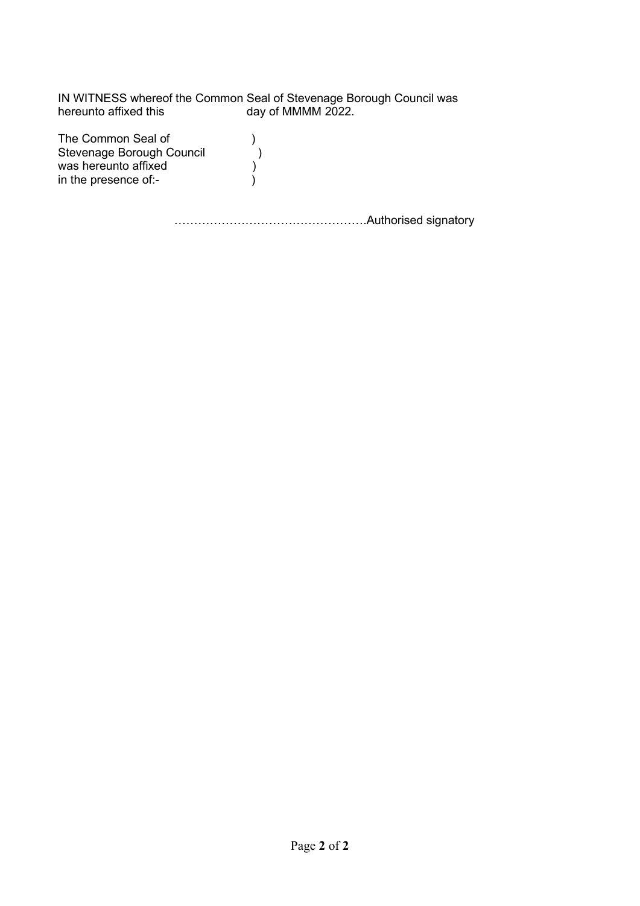IN WITNESS whereof the Common Seal of Stevenage Borough Council was hereunto affixed this day of MMMM 2022.

The Common Seal of )
Stevenage Borough Council )
was hereunto affixed )
in the presence of:- )

………………………………………….Authorised signatory